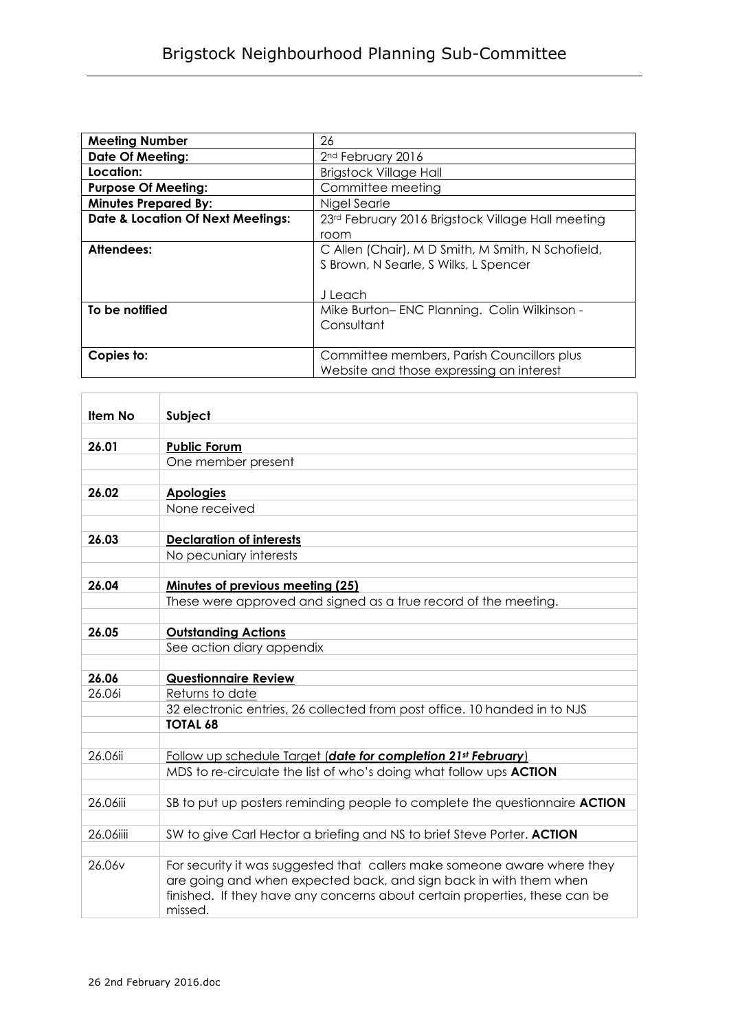# Brigstock Neighbourhood Planning Sub-Committee

| | |
|---|---|
| **Meeting Number** | 26 |
| **Date Of Meeting:** | 2nd February 2016 |
| **Location:** | Brigstock Village Hall |
| **Purpose Of Meeting:** | Committee meeting |
| **Minutes Prepared By:** | Nigel Searle |
| **Date & Location Of Next Meetings:** | 23rd February 2016 Brigstock Village Hall meeting room |
| **Attendees:** | C Allen (Chair), M D Smith, M Smith, N Schofield, S Brown, N Searle, S Wilks, L Spencer<br><br>J Leach |
| **To be notified** | Mike Burton– ENC Planning. Colin Wilkinson - Consultant |
| **Copies to:** | Committee members, Parish Councillors plus Website and those expressing an interest |

| **Item No** | **Subject** |
|---|---|
| | |
| **26.01** | **Public Forum** |
| | One member present |
| | |
| **26.02** | **Apologies** |
| | None received |
| | |
| **26.03** | **Declaration of interests** |
| | No pecuniary interests |
| | |
| **26.04** | **Minutes of previous meeting (25)** |
| | These were approved and signed as a true record of the meeting. |
| | |
| **26.05** | **Outstanding Actions** |
| | See action diary appendix |
| | |
| **26.06** | **Questionnaire Review** |
| 26.06i | Returns to date |
| | 32 electronic entries, 26 collected from post office. 10 handed in to NJS |
| | **TOTAL 68** |
| | |
| 26.06ii | Follow up schedule Target (***date for completion 21st February***) |
| | MDS to re-circulate the list of who's doing what follow ups **ACTION** |
| | |
| 26.06iii | SB to put up posters reminding people to complete the questionnaire **ACTION** |
| | |
| 26.06iiii | SW to give Carl Hector a briefing and NS to brief Steve Porter. **ACTION** |
| | |
| 26.06v | For security it was suggested that callers make someone aware where they are going and when expected back, and sign back in with them when finished. If they have any concerns about certain properties, these can be missed. |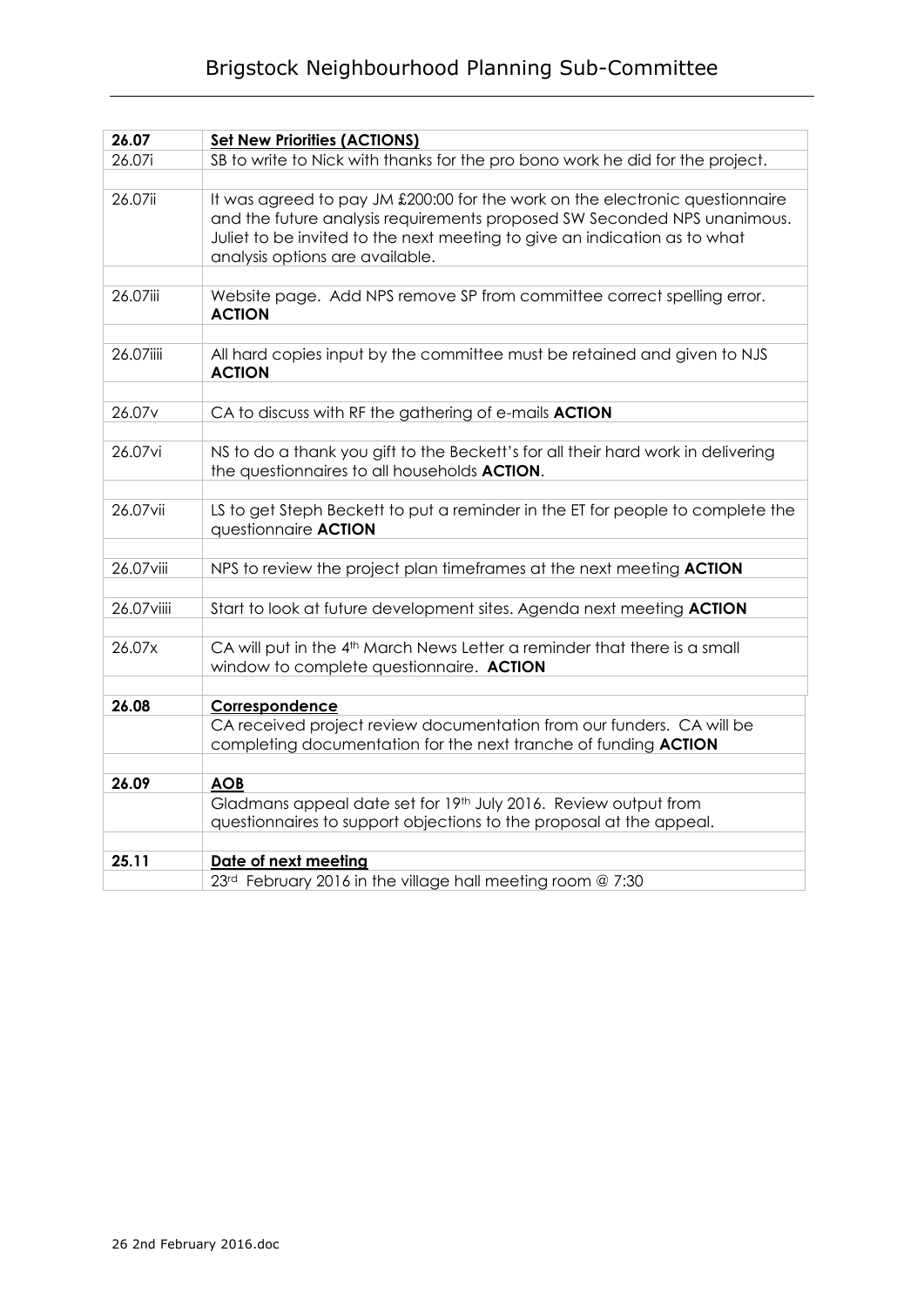| 26.07 | **Set New Priorities (ACTIONS)** |
|---|---|
| 26.07i | SB to write to Nick with thanks for the pro bono work he did for the project. |
| 26.07ii | It was agreed to pay JM £200:00 for the work on the electronic questionnaire and the future analysis requirements proposed SW Seconded NPS unanimous. Juliet to be invited to the next meeting to give an indication as to what analysis options are available. |
| 26.07iii | Website page. Add NPS remove SP from committee correct spelling error. **ACTION** |
| 26.07iiii | All hard copies input by the committee must be retained and given to NJS **ACTION** |
| 26.07v | CA to discuss with RF the gathering of e-mails **ACTION** |
| 26.07vi | NS to do a thank you gift to the Beckett's for all their hard work in delivering the questionnaires to all households **ACTION**. |
| 26.07vii | LS to get Steph Beckett to put a reminder in the ET for people to complete the questionnaire **ACTION** |
| 26.07viii | NPS to review the project plan timeframes at the next meeting **ACTION** |
| 26.07viiii | Start to look at future development sites. Agenda next meeting **ACTION** |
| 26.07x | CA will put in the 4th March News Letter a reminder that there is a small window to complete questionnaire. **ACTION** |
| **26.08** | **Correspondence** |
| | CA received project review documentation from our funders. CA will be completing documentation for the next tranche of funding **ACTION** |
| **26.09** | **AOB** |
| | Gladmans appeal date set for 19th July 2016. Review output from questionnaires to support objections to the proposal at the appeal. |
| **25.11** | **Date of next meeting** |
| | 23rd February 2016 in the village hall meeting room @ 7:30 |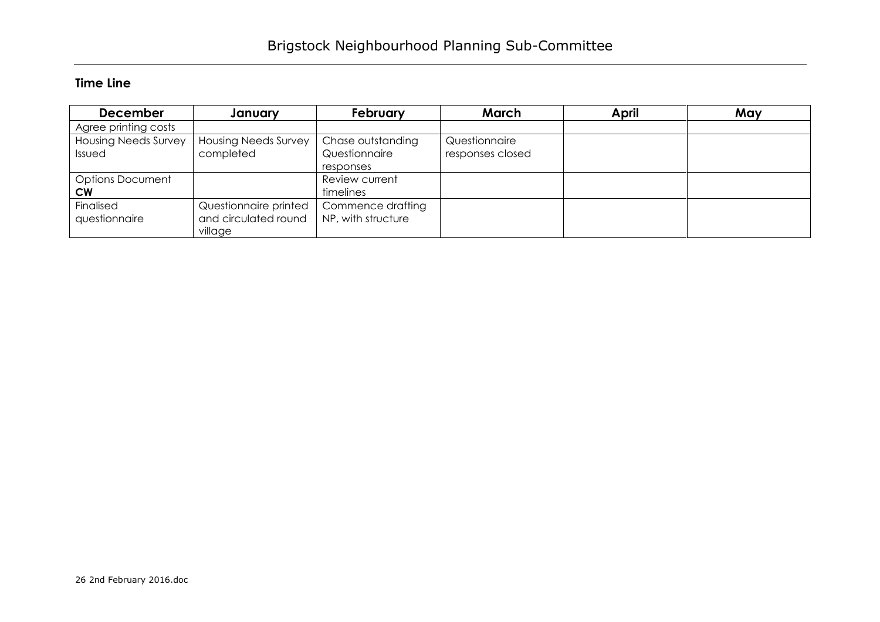# Brigstock Neighbourhood Planning Sub-Committee

## Time Line

| December | January | February | March | April | May |
|---|---|---|---|---|---|
| Agree printing costs | | | | | |
| Housing Needs Survey Issued | Housing Needs Survey completed | Chase outstanding Questionnaire responses | Questionnaire responses closed | | |
| Options Document **CW** | | Review current timelines | | | |
| Finalised questionnaire | Questionnaire printed and circulated round village | Commence drafting NP, with structure | | | |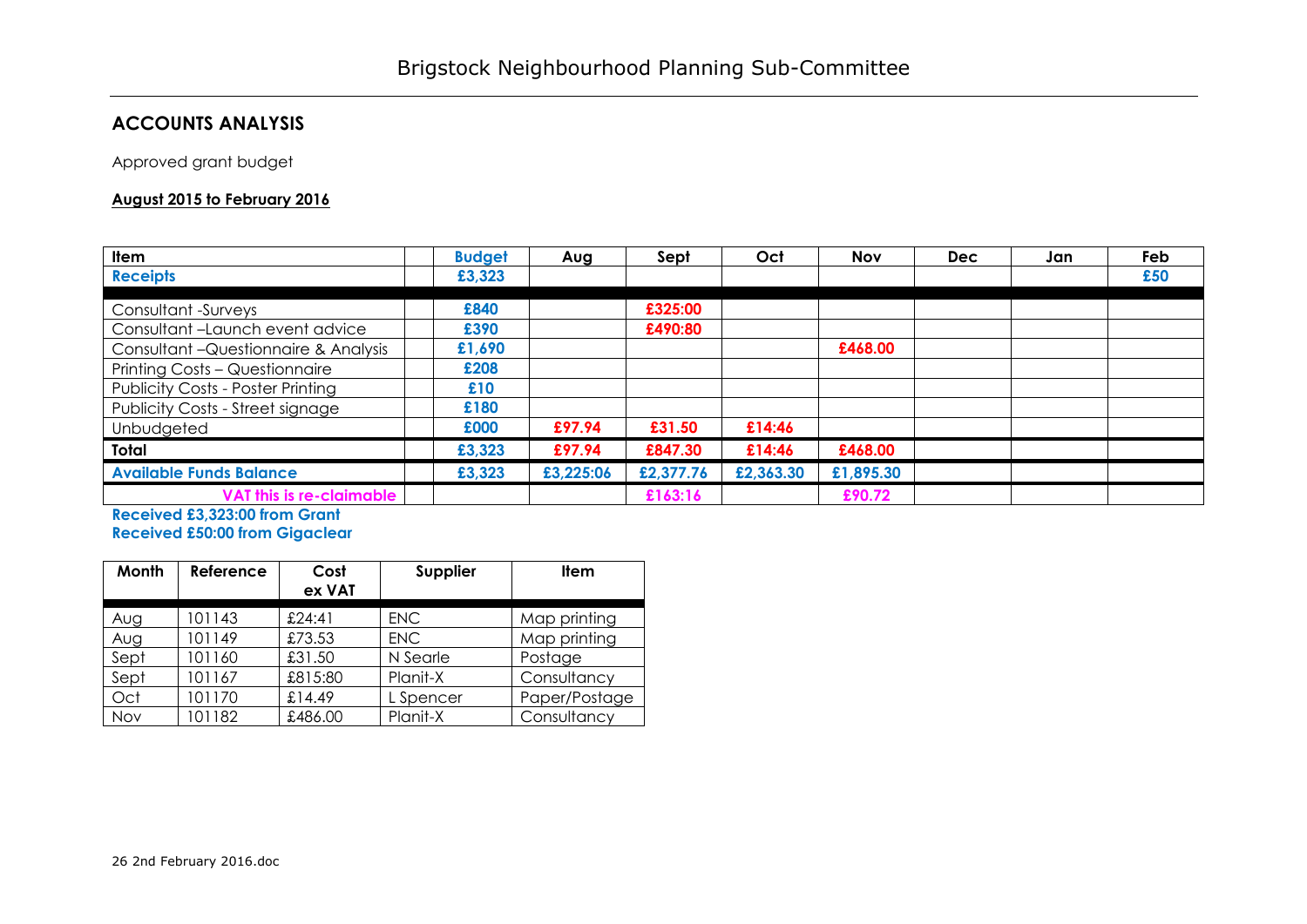# Brigstock Neighbourhood Planning Sub-Committee

## ACCOUNTS ANALYSIS

Approved grant budget

**August 2015 to February 2016**

| Item | | Budget | Aug | Sept | Oct | Nov | Dec | Jan | Feb |
|---|---|---|---|---|---|---|---|---|---|
| **Receipts** | | **£3,323** | | | | | | | **£50** |
| Consultant -Surveys | | **£840** | | **£325:00** | | | | | |
| Consultant –Launch event advice | | **£390** | | **£490:80** | | | | | |
| Consultant –Questionnaire & Analysis | | **£1,690** | | | | **£468.00** | | | |
| Printing Costs – Questionnaire | | **£208** | | | | | | | |
| Publicity Costs - Poster Printing | | **£10** | | | | | | | |
| Publicity Costs - Street signage | | **£180** | | | | | | | |
| Unbudgeted | | **£000** | **£97.94** | **£31.50** | **£14:46** | | | | |
| **Total** | | **£3,323** | **£97.94** | **£847.30** | **£14:46** | **£468.00** | | | |
| **Available Funds Balance** | | **£3,323** | **£3,225:06** | **£2,377.76** | **£2,363.30** | **£1,895.30** | | | |
| **VAT this is re-claimable** | | | | **£163:16** | | **£90.72** | | | |

**Received £3,323:00 from Grant**
**Received £50:00 from Gigaclear**

| Month | Reference | Cost ex VAT | Supplier | Item |
|---|---|---|---|---|
| Aug | 101143 | £24:41 | ENC | Map printing |
| Aug | 101149 | £73.53 | ENC | Map printing |
| Sept | 101160 | £31.50 | N Searle | Postage |
| Sept | 101167 | £815:80 | Planit-X | Consultancy |
| Oct | 101170 | £14.49 | L Spencer | Paper/Postage |
| Nov | 101182 | £486.00 | Planit-X | Consultancy |

26 2nd February 2016.doc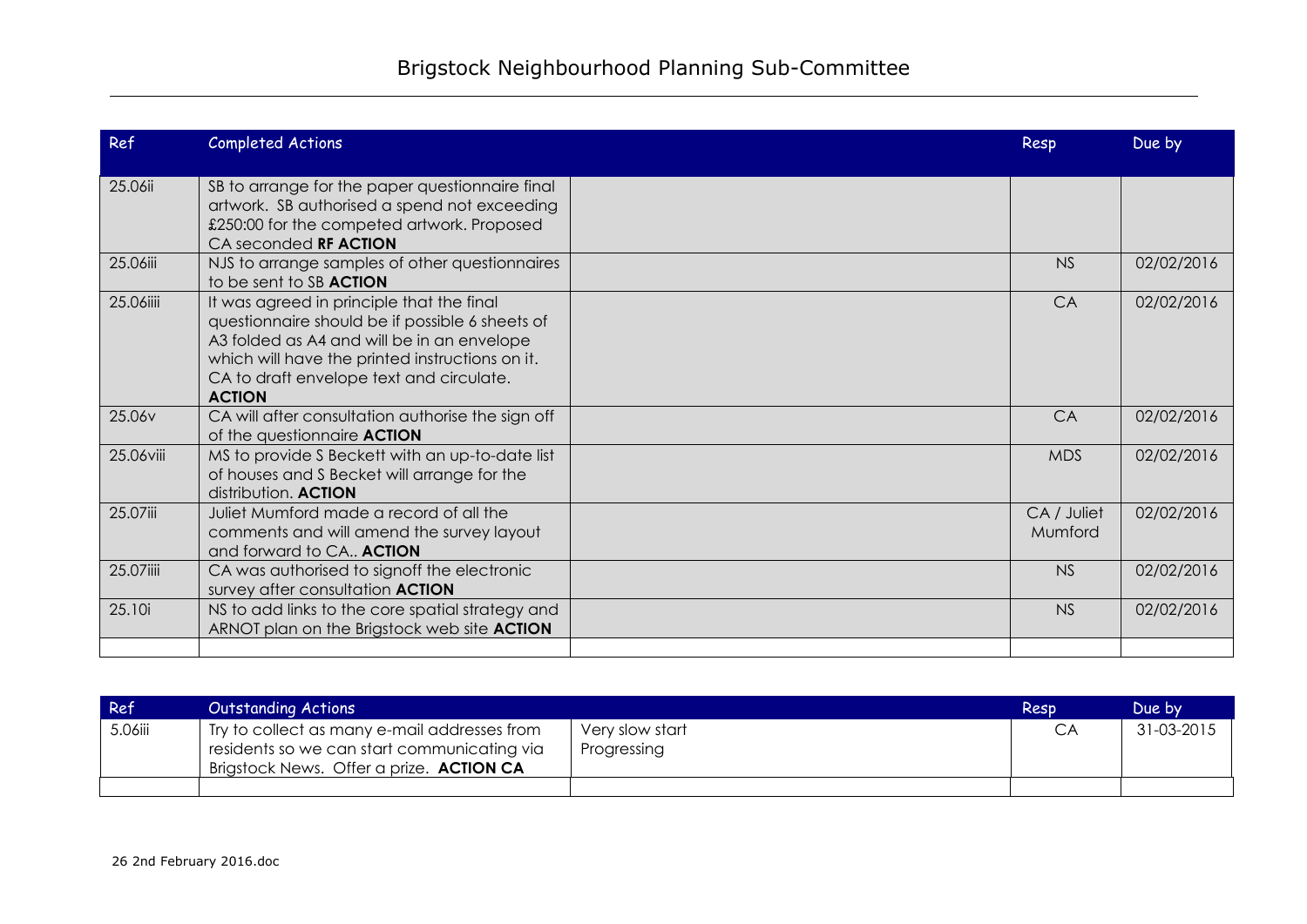| Ref | Completed Actions | | Resp | Due by |
|---|---|---|---|---|
| 25.06ii | SB to arrange for the paper questionnaire final artwork. SB authorised a spend not exceeding £250:00 for the competed artwork. Proposed CA seconded **RF ACTION** | | | |
| 25.06iii | NJS to arrange samples of other questionnaires to be sent to SB **ACTION** | | NS | 02/02/2016 |
| 25.06iiii | It was agreed in principle that the final questionnaire should be if possible 6 sheets of A3 folded as A4 and will be in an envelope which will have the printed instructions on it. CA to draft envelope text and circulate. **ACTION** | | CA | 02/02/2016 |
| 25.06v | CA will after consultation authorise the sign off of the questionnaire **ACTION** | | CA | 02/02/2016 |
| 25.06viii | MS to provide S Beckett with an up-to-date list of houses and S Becket will arrange for the distribution. **ACTION** | | MDS | 02/02/2016 |
| 25.07iii | Juliet Mumford made a record of all the comments and will amend the survey layout and forward to CA.. **ACTION** | | CA / Juliet Mumford | 02/02/2016 |
| 25.07iiii | CA was authorised to signoff the electronic survey after consultation **ACTION** | | NS | 02/02/2016 |
| 25.10i | NS to add links to the core spatial strategy and ARNOT plan on the Brigstock web site **ACTION** | | NS | 02/02/2016 |
| | | | | |

| Ref | Outstanding Actions | | Resp | Due by |
|---|---|---|---|---|
| 5.06iii | Try to collect as many e-mail addresses from residents so we can start communicating via Brigstock News. Offer a prize. **ACTION CA** | Very slow start Progressing | CA | 31-03-2015 |
| | | | | |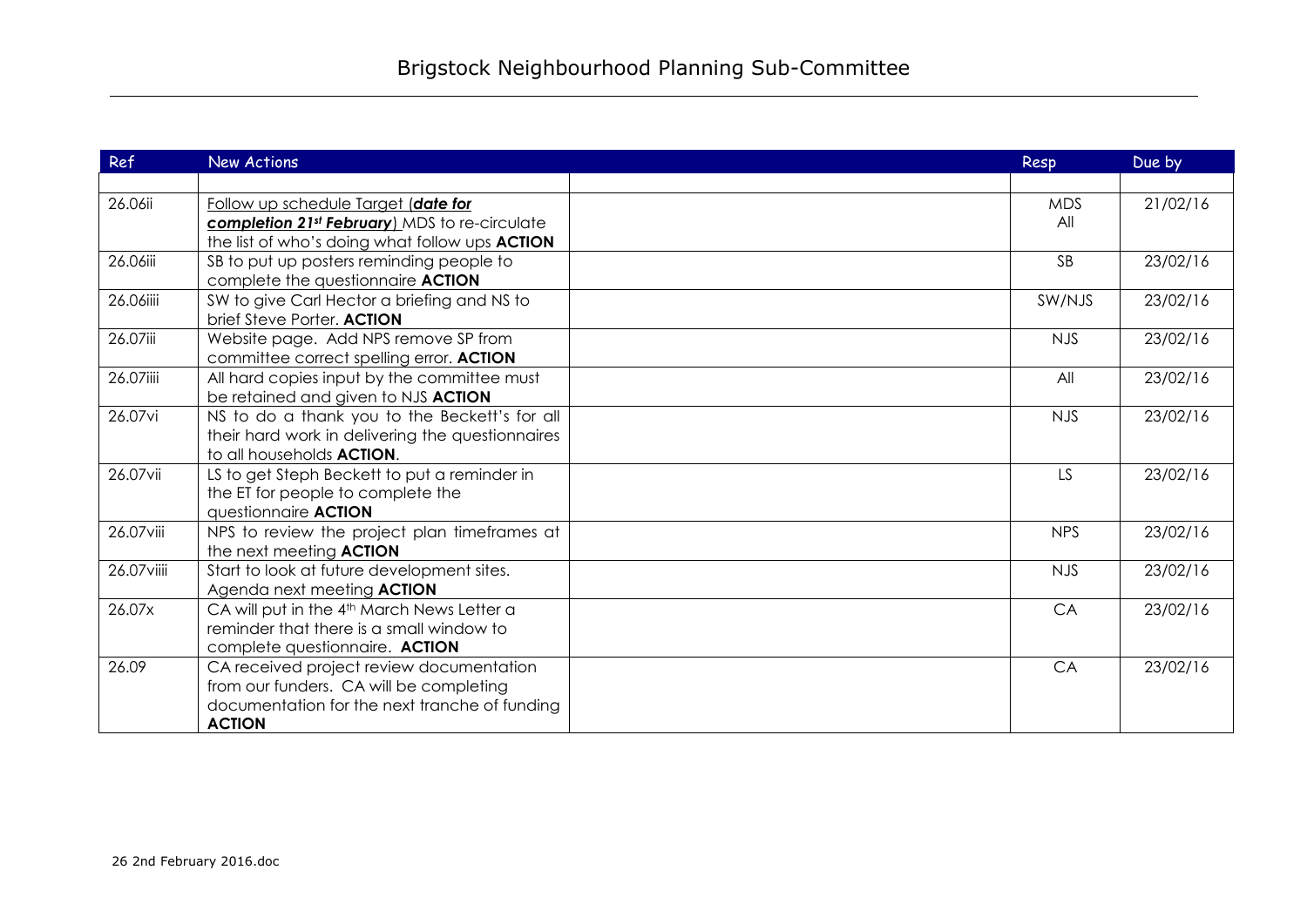# Brigstock Neighbourhood Planning Sub-Committee

| Ref | New Actions | | Resp | Due by |
|---|---|---|---|---|
| | | | | |
| 26.06ii | Follow up schedule Target (***date for completion 21st February***) MDS to re-circulate the list of who's doing what follow ups **ACTION** | | MDS All | 21/02/16 |
| 26.06iii | SB to put up posters reminding people to complete the questionnaire **ACTION** | | SB | 23/02/16 |
| 26.06iiii | SW to give Carl Hector a briefing and NS to brief Steve Porter. **ACTION** | | SW/NJS | 23/02/16 |
| 26.07iii | Website page. Add NPS remove SP from committee correct spelling error. **ACTION** | | NJS | 23/02/16 |
| 26.07iiii | All hard copies input by the committee must be retained and given to NJS **ACTION** | | All | 23/02/16 |
| 26.07vi | NS to do a thank you to the Beckett's for all their hard work in delivering the questionnaires to all households **ACTION**. | | NJS | 23/02/16 |
| 26.07vii | LS to get Steph Beckett to put a reminder in the ET for people to complete the questionnaire **ACTION** | | LS | 23/02/16 |
| 26.07viii | NPS to review the project plan timeframes at the next meeting **ACTION** | | NPS | 23/02/16 |
| 26.07viiii | Start to look at future development sites. Agenda next meeting **ACTION** | | NJS | 23/02/16 |
| 26.07x | CA will put in the 4th March News Letter a reminder that there is a small window to complete questionnaire. **ACTION** | | CA | 23/02/16 |
| 26.09 | CA received project review documentation from our funders. CA will be completing documentation for the next tranche of funding **ACTION** | | CA | 23/02/16 |

26 2nd February 2016.doc